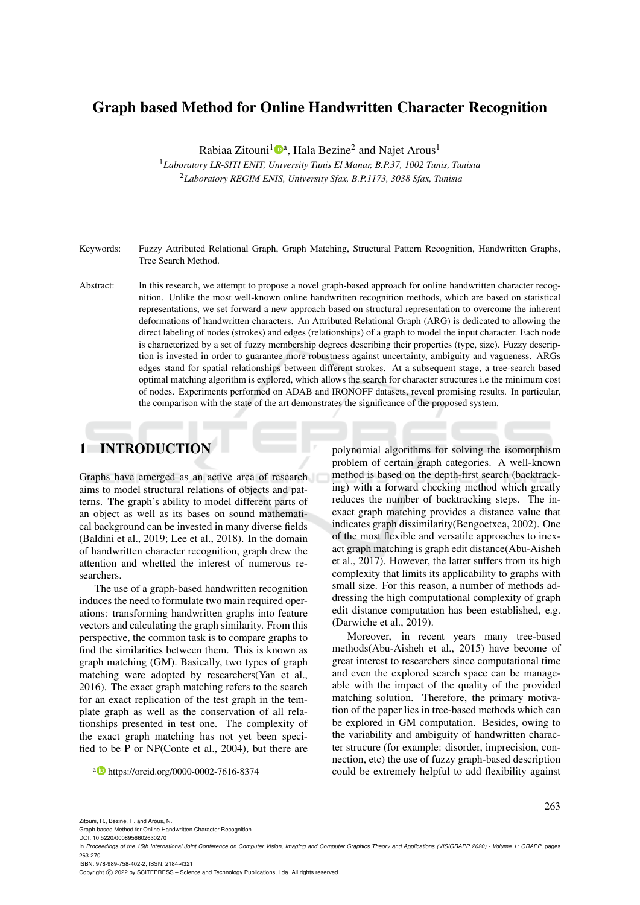# Graph based Method for Online Handwritten Character Recognition

Rabiaa Zitouni[1][a], Hala Bezine[2] and Najet Arous[1]

[1]*Laboratory LR-SITI ENIT, University Tunis El Manar, B.P.37, 1002 Tunis, Tunisia*

[2]*Laboratory REGIM ENIS, University Sfax, B.P.1173, 3038 Sfax, Tunisia*

Keywords: Fuzzy Attributed Relational Graph, Graph Matching, Structural Pattern Recognition, Handwritten Graphs, Tree Search Method.

Abstract: In this research, we attempt to propose a novel graph-based approach for online handwritten character recognition. Unlike the most well-known online handwritten recognition methods, which are based on statistical representations, we set forward a new approach based on structural representation to overcome the inherent deformations of handwritten characters. An Attributed Relational Graph (ARG) is dedicated to allowing the direct labeling of nodes (strokes) and edges (relationships) of a graph to model the input character. Each node is characterized by a set of fuzzy membership degrees describing their properties (type, size). Fuzzy description is invested in order to guarantee more robustness against uncertainty, ambiguity and vagueness. ARGs edges stand for spatial relationships between different strokes. At a subsequent stage, a tree-search based optimal matching algorithm is explored, which allows the search for character structures i.e the minimum cost of nodes. Experiments performed on ADAB and IRONOFF datasets, reveal promising results. In particular, the comparison with the state of the art demonstrates the significance of the proposed system.

## 1 INTRODUCTION

Graphs have emerged as an active area of research aims to model structural relations of objects and patterns. The graph's ability to model different parts of an object as well as its bases on sound mathematical background can be invested in many diverse fields (Baldini et al., 2019; Lee et al., 2018). In the domain of handwritten character recognition, graph drew the attention and whetted the interest of numerous researchers.

The use of a graph-based handwritten recognition induces the need to formulate two main required operations: transforming handwritten graphs into feature vectors and calculating the graph similarity. From this perspective, the common task is to compare graphs to find the similarities between them. This is known as graph matching (GM). Basically, two types of graph matching were adopted by researchers(Yan et al., 2016). The exact graph matching refers to the search for an exact replication of the test graph in the template graph as well as the conservation of all relationships presented in test one. The complexity of the exact graph matching has not yet been specified to be P or NP(Conte et al., 2004), but there are polynomial algorithms for solving the isomorphism problem of certain graph categories. A well-known method is based on the depth-first search (backtracking) with a forward checking method which greatly reduces the number of backtracking steps. The inexact graph matching provides a distance value that indicates graph dissimilarity(Bengoetxea, 2002). One of the most flexible and versatile approaches to inexact graph matching is graph edit distance(Abu-Aisheh et al., 2017). However, the latter suffers from its high complexity that limits its applicability to graphs with small size. For this reason, a number of methods addressing the high computational complexity of graph edit distance computation has been established, e.g. (Darwiche et al., 2019).

Moreover, in recent years many tree-based methods(Abu-Aisheh et al., 2015) have become of great interest to researchers since computational time and even the explored search space can be manageable with the impact of the quality of the provided matching solution. Therefore, the primary motivation of the paper lies in tree-based methods which can be explored in GM computation. Besides, owing to the variability and ambiguity of handwritten character strucure (for example: disorder, imprecision, connection, etc) the use of fuzzy graph-based description could be extremely helpful to add flexibility against

[a] https://orcid.org/0000-0002-7616-8374

Zitouni, R., Bezine, H. and Arous, N.
Graph based Method for Online Handwritten Character Recognition.
DOI: 10.5220/0008956602630270
In *Proceedings of the 15th International Joint Conference on Computer Vision, Imaging and Computer Graphics Theory and Applications (VISIGRAPP 2020) - Volume 1: GRAPP*, pages 263-270
ISBN: 978-989-758-402-2; ISSN: 2184-4321
Copyright © 2022 by SCITEPRESS – Science and Technology Publications, Lda. All rights reserved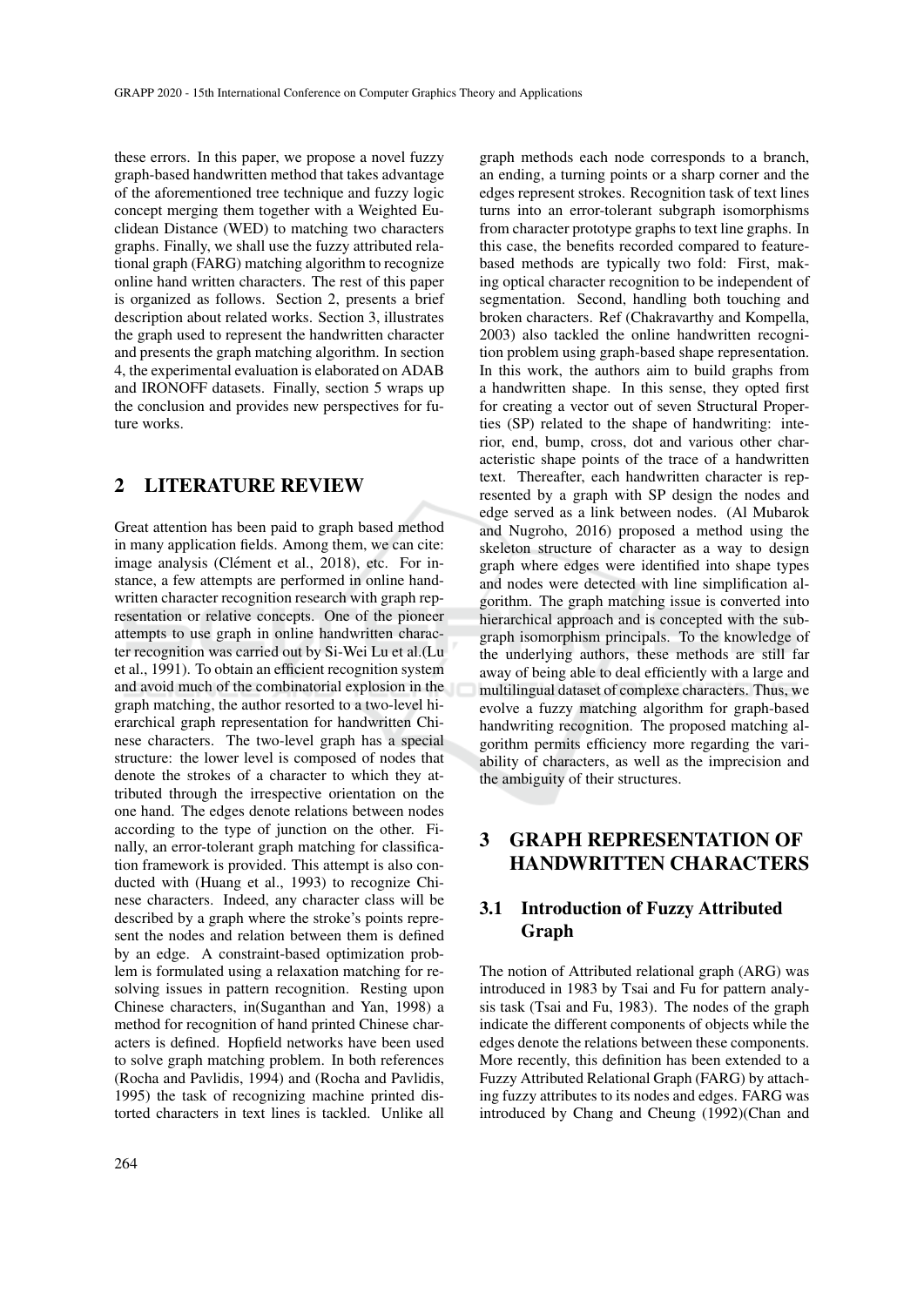these errors. In this paper, we propose a novel fuzzy graph-based handwritten method that takes advantage of the aforementioned tree technique and fuzzy logic concept merging them together with a Weighted Euclidean Distance (WED) to matching two characters graphs. Finally, we shall use the fuzzy attributed relational graph (FARG) matching algorithm to recognize online hand written characters. The rest of this paper is organized as follows. Section 2, presents a brief description about related works. Section 3, illustrates the graph used to represent the handwritten character and presents the graph matching algorithm. In section 4, the experimental evaluation is elaborated on ADAB and IRONOFF datasets. Finally, section 5 wraps up the conclusion and provides new perspectives for future works.

## 2 LITERATURE REVIEW

Great attention has been paid to graph based method in many application fields. Among them, we can cite: image analysis (Clément et al., 2018), etc. For instance, a few attempts are performed in online handwritten character recognition research with graph representation or relative concepts. One of the pioneer attempts to use graph in online handwritten character recognition was carried out by Si-Wei Lu et al.(Lu et al., 1991). To obtain an efficient recognition system and avoid much of the combinatorial explosion in the graph matching, the author resorted to a two-level hierarchical graph representation for handwritten Chinese characters. The two-level graph has a special structure: the lower level is composed of nodes that denote the strokes of a character to which they attributed through the irrespective orientation on the one hand. The edges denote relations between nodes according to the type of junction on the other. Finally, an error-tolerant graph matching for classification framework is provided. This attempt is also conducted with (Huang et al., 1993) to recognize Chinese characters. Indeed, any character class will be described by a graph where the stroke's points represent the nodes and relation between them is defined by an edge. A constraint-based optimization problem is formulated using a relaxation matching for resolving issues in pattern recognition. Resting upon Chinese characters, in(Suganthan and Yan, 1998) a method for recognition of hand printed Chinese characters is defined. Hopfield networks have been used to solve graph matching problem. In both references (Rocha and Pavlidis, 1994) and (Rocha and Pavlidis, 1995) the task of recognizing machine printed distorted characters in text lines is tackled. Unlike all graph methods each node corresponds to a branch, an ending, a turning points or a sharp corner and the edges represent strokes. Recognition task of text lines turns into an error-tolerant subgraph isomorphisms from character prototype graphs to text line graphs. In this case, the benefits recorded compared to feature-based methods are typically two fold: First, making optical character recognition to be independent of segmentation. Second, handling both touching and broken characters. Ref (Chakravarthy and Kompella, 2003) also tackled the online handwritten recognition problem using graph-based shape representation. In this work, the authors aim to build graphs from a handwritten shape. In this sense, they opted first for creating a vector out of seven Structural Properties (SP) related to the shape of handwriting: interior, end, bump, cross, dot and various other characteristic shape points of the trace of a handwritten text. Thereafter, each handwritten character is represented by a graph with SP design the nodes and edge served as a link between nodes. (Al Mubarok and Nugroho, 2016) proposed a method using the skeleton structure of character as a way to design graph where edges were identified into shape types and nodes were detected with line simplification algorithm. The graph matching issue is converted into hierarchical approach and is concepted with the subgraph isomorphism principals. To the knowledge of the underlying authors, these methods are still far away of being able to deal efficiently with a large and multilingual dataset of complexe characters. Thus, we evolve a fuzzy matching algorithm for graph-based handwriting recognition. The proposed matching algorithm permits efficiency more regarding the variability of characters, as well as the imprecision and the ambiguity of their structures.

## 3 GRAPH REPRESENTATION OF HANDWRITTEN CHARACTERS

### 3.1 Introduction of Fuzzy Attributed Graph

The notion of Attributed relational graph (ARG) was introduced in 1983 by Tsai and Fu for pattern analysis task (Tsai and Fu, 1983). The nodes of the graph indicate the different components of objects while the edges denote the relations between these components. More recently, this definition has been extended to a Fuzzy Attributed Relational Graph (FARG) by attaching fuzzy attributes to its nodes and edges. FARG was introduced by Chang and Cheung (1992)(Chan and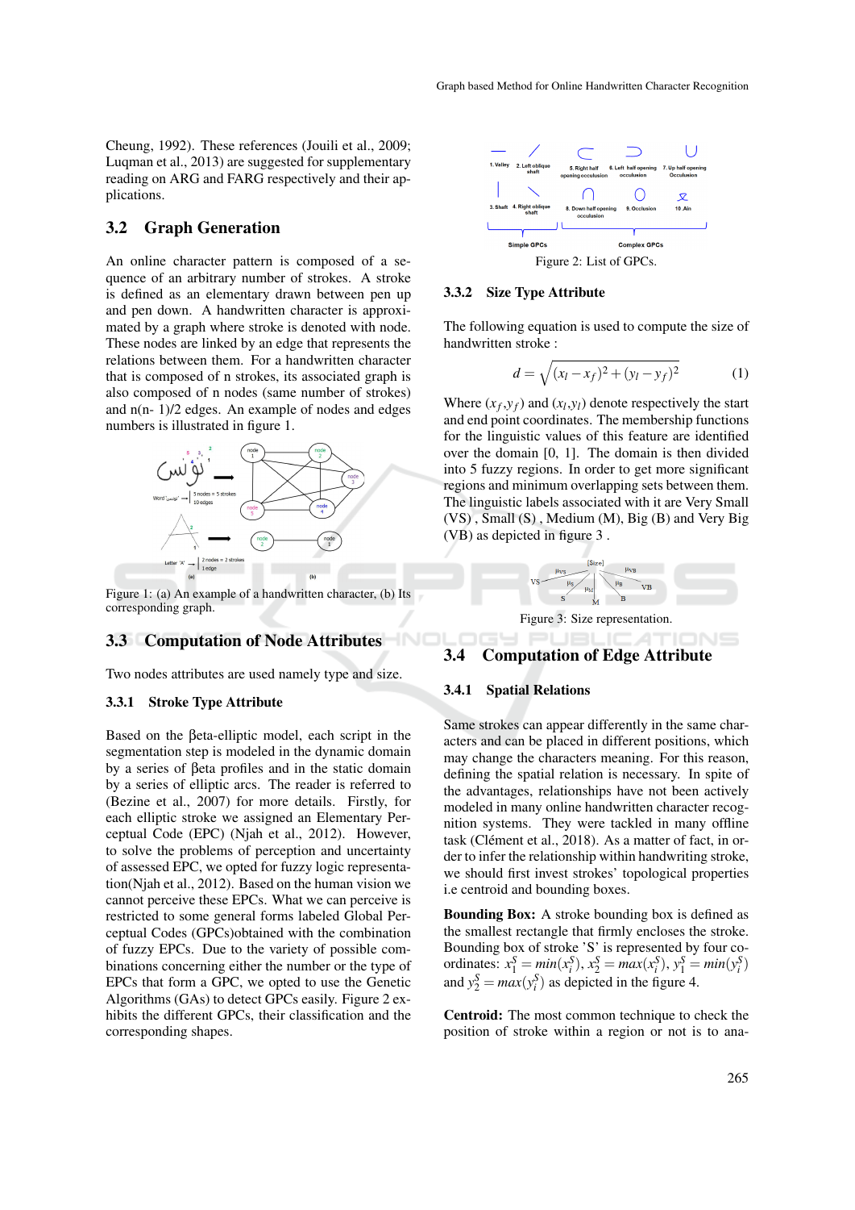Cheung, 1992). These references (Jouili et al., 2009; Luqman et al., 2013) are suggested for supplementary reading on ARG and FARG respectively and their applications.

## 3.2 Graph Generation

An online character pattern is composed of a sequence of an arbitrary number of strokes. A stroke is defined as an elementary drawn between pen up and pen down. A handwritten character is approximated by a graph where stroke is denoted with node. These nodes are linked by an edge that represents the relations between them. For a handwritten character that is composed of n strokes, its associated graph is also composed of n nodes (same number of strokes) and n(n- 1)/2 edges. An example of nodes and edges numbers is illustrated in figure 1.

Figure 1: (a) An example of a handwritten character, (b) Its corresponding graph.

## 3.3 Computation of Node Attributes

Two nodes attributes are used namely type and size.

### 3.3.1 Stroke Type Attribute

Based on the βeta-elliptic model, each script in the segmentation step is modeled in the dynamic domain by a series of βeta profiles and in the static domain by a series of elliptic arcs. The reader is referred to (Bezine et al., 2007) for more details. Firstly, for each elliptic stroke we assigned an Elementary Perceptual Code (EPC) (Njah et al., 2012). However, to solve the problems of perception and uncertainty of assessed EPC, we opted for fuzzy logic representation(Njah et al., 2012). Based on the human vision we cannot perceive these EPCs. What we can perceive is restricted to some general forms labeled Global Perceptual Codes (GPCs)obtained with the combination of fuzzy EPCs. Due to the variety of possible combinations concerning either the number or the type of EPCs that form a GPC, we opted to use the Genetic Algorithms (GAs) to detect GPCs easily. Figure 2 exhibits the different GPCs, their classification and the corresponding shapes.

Figure 2: List of GPCs.

### 3.3.2 Size Type Attribute

The following equation is used to compute the size of handwritten stroke :

$$d = \sqrt{(x_l - x_f)^2 + (y_l - y_f)^2} \tag{1}$$

Where $(x_f, y_f)$ and $(x_l, y_l)$ denote respectively the start and end point coordinates. The membership functions for the linguistic values of this feature are identified over the domain [0, 1]. The domain is then divided into 5 fuzzy regions. In order to get more significant regions and minimum overlapping sets between them. The linguistic labels associated with it are Very Small (VS) , Small (S) , Medium (M), Big (B) and Very Big (VB) as depicted in figure 3 .

Figure 3: Size representation.

## 3.4 Computation of Edge Attribute

### 3.4.1 Spatial Relations

Same strokes can appear differently in the same characters and can be placed in different positions, which may change the characters meaning. For this reason, defining the spatial relation is necessary. In spite of the advantages, relationships have not been actively modeled in many online handwritten character recognition systems. They were tackled in many offline task (Clément et al., 2018). As a matter of fact, in order to infer the relationship within handwriting stroke, we should first invest strokes' topological properties i.e centroid and bounding boxes.

**Bounding Box:** A stroke bounding box is defined as the smallest rectangle that firmly encloses the stroke. Bounding box of stroke 'S' is represented by four coordinates: $x_1^S = min(x_i^S)$, $x_2^S = max(x_i^S)$, $y_1^S = min(y_i^S)$ and $y_2^S = max(y_i^S)$ as depicted in the figure 4.

**Centroid:** The most common technique to check the position of stroke within a region or not is to ana-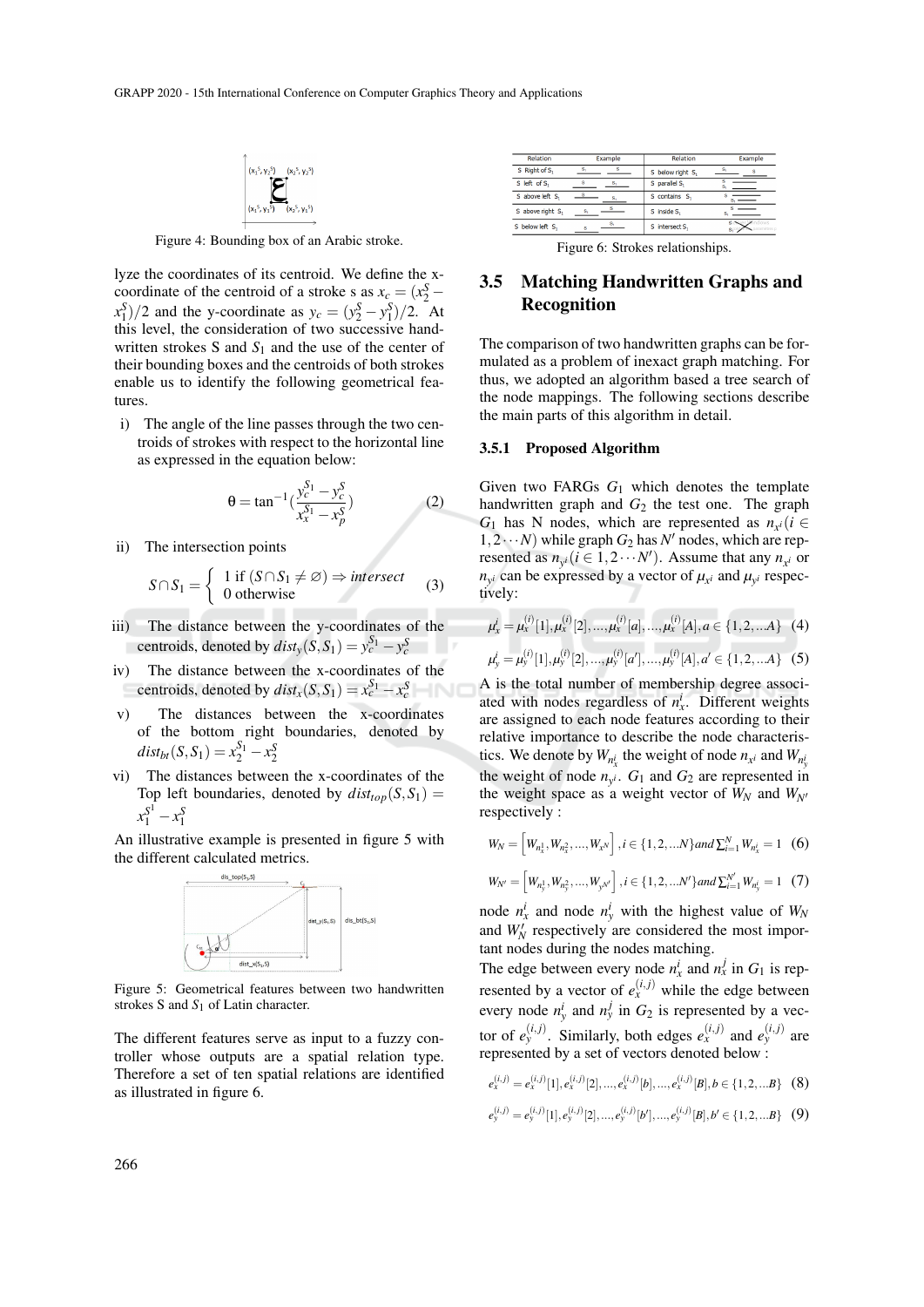Figure 4: Bounding box of an Arabic stroke.

lyze the coordinates of its centroid. We define the x-coordinate of the centroid of a stroke s as $x_c = (x_2^S - x_1^S)/2$ and the y-coordinate as $y_c = (y_2^S - y_1^S)/2$. At this level, the consideration of two successive handwritten strokes S and $S_1$ and the use of the center of their bounding boxes and the centroids of both strokes enable us to identify the following geometrical features.

i) The angle of the line passes through the two centroids of strokes with respect to the horizontal line as expressed in the equation below:

$$\theta = \tan^{-1}(\frac{y_c^{S_1} - y_c^S}{x_x^{S_1} - x_p^S}) \quad (2)$$

ii) The intersection points

$$S \cap S_1 = \begin{cases} 1 \text{ if } (S \cap S_1 \neq \varnothing) \Rightarrow \textit{intersect} \\ 0 \text{ otherwise} \end{cases} \quad (3)$$

iii) The distance between the y-coordinates of the centroids, denoted by $dist_y(S, S_1) = y_c^{S_1} - y_c^S$

iv) The distance between the x-coordinates of the centroids, denoted by $dist_x(S, S_1) = x_c^{S_1} - x_c^S$

v) The distances between the x-coordinates of the bottom right boundaries, denoted by $dist_{bt}(S, S_1) = x_2^{S_1} - x_2^S$

vi) The distances between the x-coordinates of the Top left boundaries, denoted by $dist_{top}(S, S_1) = x_1^{S^1} - x_1^S$

An illustrative example is presented in figure 5 with the different calculated metrics.

Figure 5: Geometrical features between two handwritten strokes S and $S_1$ of Latin character.

The different features serve as input to a fuzzy controller whose outputs are a spatial relation type. Therefore a set of ten spatial relations are identified as illustrated in figure 6.

| Relation | Example | Relation | Example |
|---|---|---|---|
| S Right of $S_1$ | | S below right $S_1$ | |
| S left of $S_1$ | | S parallel $S_1$ | |
| S above left $S_1$ | | S contains $S_1$ | |
| S above right $S_1$ | | S inside $S_1$ | |
| S below left $S_1$ | | S intersect $S_1$ | |

Figure 6: Strokes relationships.

## 3.5 Matching Handwritten Graphs and Recognition

The comparison of two handwritten graphs can be formulated as a problem of inexact graph matching. For thus, we adopted an algorithm based a tree search of the node mappings. The following sections describe the main parts of this algorithm in detail.

### 3.5.1 Proposed Algorithm

Given two FARGs $G_1$ which denotes the template handwritten graph and $G_2$ the test one. The graph $G_1$ has N nodes, which are represented as $n_{x^i}(i \in 1, 2 \cdots N)$ while graph $G_2$ has $N'$ nodes, which are represented as $n_{y^i}(i \in 1, 2 \cdots N')$. Assume that any $n_{x^i}$ or $n_{y^i}$ can be expressed by a vector of $\mu_{x^i}$ and $\mu_{y^i}$ respectively:

$$\mu_x^i = \mu_x^{(i)}[1], \mu_x^{(i)}[2], ..., \mu_x^{(i)}[a], ..., \mu_x^{(i)}[A], a \in \{1, 2, ...A\} \quad (4)$$

$$\mu_y^i = \mu_y^{(i)}[1], \mu_y^{(i)}[2], ..., \mu_y^{(i)}[a'], ..., \mu_y^{(i)}[A], a' \in \{1, 2, ...A\} \quad (5)$$

A is the total number of membership degree associated with nodes regardless of $n_x^i$. Different weights are assigned to each node features according to their relative importance to describe the node characteristics. We denote by $W_{n_x^i}$ the weight of node $n_{x^i}$ and $W_{n_y^i}$ the weight of node $n_{y^i}$. $G_1$ and $G_2$ are represented in the weight space as a weight vector of $W_N$ and $W_{N'}$ respectively :

$$W_N = \left[W_{n_x^1}, W_{n_x^2}, ..., W_{x^N}\right], i \in \{1, 2, ...N\} and \textstyle\sum_{i=1}^{N} W_{n_x^i} = 1 \quad (6)$$

$$W_{N'} = \left[W_{n_y^1}, W_{n_y^2}, ..., W_{y^{N'}}\right], i \in \{1, 2, ...N'\} and \textstyle\sum_{i=1}^{N'} W_{n_y^i} = 1 \quad (7)$$

node $n_x^i$ and node $n_y^i$ with the highest value of $W_N$ and $W_N'$ respectively are considered the most important nodes during the nodes matching.

The edge between every node $n_x^i$ and $n_x^j$ in $G_1$ is represented by a vector of $e_x^{(i,j)}$ while the edge between every node $n_y^i$ and $n_y^j$ in $G_2$ is represented by a vector of $e_y^{(i,j)}$. Similarly, both edges $e_x^{(i,j)}$ and $e_y^{(i,j)}$ are represented by a set of vectors denoted below :

$$e_x^{(i,j)} = e_x^{(i,j)}[1], e_x^{(i,j)}[2], ..., e_x^{(i,j)}[b], ..., e_x^{(i,j)}[B], b \in \{1, 2, ...B\} \quad (8)$$

$$e_y^{(i,j)} = e_y^{(i,j)}[1], e_y^{(i,j)}[2], ..., e_y^{(i,j)}[b'], ..., e_y^{(i,j)}[B], b' \in \{1, 2, ...B\} \quad (9)$$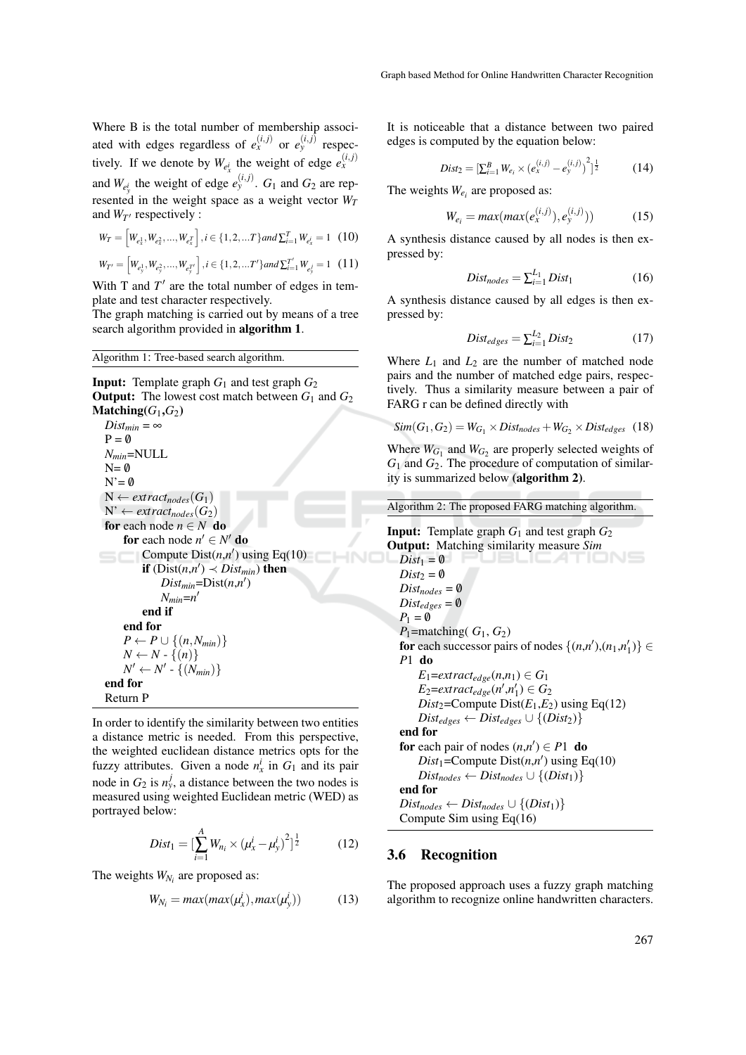Where B is the total number of membership associated with edges regardless of $e_x^{(i,j)}$ or $e_y^{(i,j)}$ respectively. If we denote by $W_{e_x^i}$ the weight of edge $e_x^{(i,j)}$ and $W_{e_y^i}$ the weight of edge $e_y^{(i,j)}$. $G_1$ and $G_2$ are represented in the weight space as a weight vector $W_T$ and $W_{T'}$ respectively :

$$W_T = \left[W_{e_x^1}, W_{e_x^2}, ..., W_{e_x^T}\right], i \in \{1,2,...T\} and \sum_{i=1}^{T} W_{e_x^i} = 1 \quad (10)$$

$$W_{T'} = \left[W_{e_y^1}, W_{e_y^2}, ..., W_{e_y^{T'}}\right], i \in \{1,2,...T'\} and \sum_{i=1}^{T'} W_{e_y^i} = 1 \quad (11)$$

With T and $T'$ are the total number of edges in template and test character respectively.

The graph matching is carried out by means of a tree search algorithm provided in **algorithm 1**.

Algorithm 1: Tree-based search algorithm.

```
Input: Template graph G1 and test graph G2
Output: The lowest cost match between G1 and G2
Matching(G1,G2)
  Dist_min = ∞
  P = ∅
  N_min=NULL
  N= ∅
  N'= ∅
  N ← extract_nodes(G1)
  N' ← extract_nodes(G2)
  for each node n ∈ N do
      for each node n' ∈ N' do
          Compute Dist(n,n') using Eq(10)
          if (Dist(n,n') ≺ Dist_min) then
              Dist_min=Dist(n,n')
              N_min=n'
          end if
      end for
      P ← P ∪ {(n,N_min)}
      N ← N - {(n)}
      N' ← N' - {(N_min)}
  end for
  Return P
```

In order to identify the similarity between two entities a distance metric is needed. From this perspective, the weighted euclidean distance metrics opts for the fuzzy attributes. Given a node $n_x^i$ in $G_1$ and its pair node in $G_2$ is $n_y^j$, a distance between the two nodes is measured using weighted Euclidean metric (WED) as portrayed below:

$$Dist_1 = [\sum_{i=1}^{A} W_{n_i} \times (\mu_x^i - \mu_y^i)^2]^{\frac{1}{2}} \quad (12)$$

The weights $W_{N_i}$ are proposed as:

$$W_{N_i} = max(max(\mu_x^i), max(\mu_y^i)) \quad (13)$$

It is noticeable that a distance between two paired edges is computed by the equation below:

$$Dist_2 = [\sum_{i=1}^{B} W_{e_i} \times (e_x^{(i,j)} - e_y^{(i,j)})^2]^{\frac{1}{2}} \quad (14)$$

The weights $W_{e_i}$ are proposed as:

$$W_{e_i} = max(max(e_x^{(i,j)}), e_y^{(i,j)})) \quad (15)$$

A synthesis distance caused by all nodes is then expressed by:

$$Dist_{nodes} = \sum_{i=1}^{L_1} Dist_1 \quad (16)$$

A synthesis distance caused by all edges is then expressed by:

$$Dist_{edges} = \sum_{i=1}^{L_2} Dist_2 \quad (17)$$

Where $L_1$ and $L_2$ are the number of matched node pairs and the number of matched edge pairs, respectively. Thus a similarity measure between a pair of FARG r can be defined directly with

$$Sim(G_1, G_2) = W_{G_1} \times Dist_{nodes} + W_{G_2} \times Dist_{edges} \quad (18)$$

Where $W_{G_1}$ and $W_{G_2}$ are properly selected weights of $G_1$ and $G_2$. The procedure of computation of similarity is summarized below **(algorithm 2)**.

Algorithm 2: The proposed FARG matching algorithm.

```
Input: Template graph G1 and test graph G2
Output: Matching similarity measure Sim
  Dist1 = ∅
  Dist2 = ∅
  Dist_nodes = ∅
  Dist_edges = ∅
  P1 = ∅
  P1=matching( G1, G2)
  for each successor pairs of nodes {(n,n'),(n1,n'1)} ∈ P1 do
      E1=extract_edge(n,n1) ∈ G1
      E2=extract_edge(n',n'1) ∈ G2
      Dist2=Compute Dist(E1,E2) using Eq(12)
      Dist_edges ← Dist_edges ∪ {(Dist2)}
  end for
  for each pair of nodes (n,n') ∈ P1 do
      Dist1=Compute Dist(n,n') using Eq(10)
      Dist_nodes ← Dist_nodes ∪ {(Dist1)}
  end for
  Dist_nodes ← Dist_nodes ∪ {(Dist1)}
  Compute Sim using Eq(16)
```

## 3.6 Recognition

The proposed approach uses a fuzzy graph matching algorithm to recognize online handwritten characters.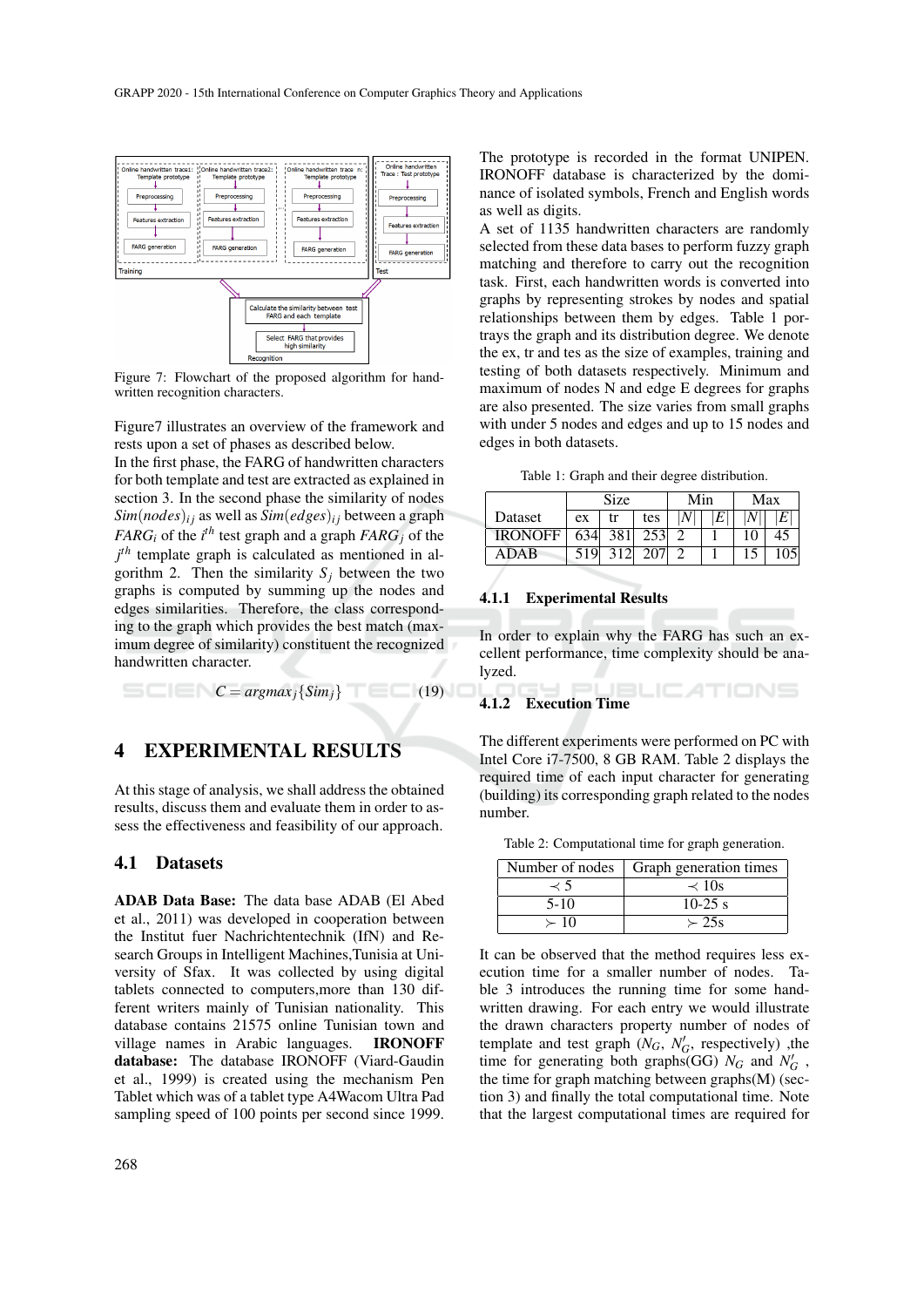Figure 7: Flowchart of the proposed algorithm for handwritten recognition characters.

Figure7 illustrates an overview of the framework and rests upon a set of phases as described below.
In the first phase, the FARG of handwritten characters for both template and test are extracted as explained in section 3. In the second phase the similarity of nodes $Sim(nodes)_{ij}$ as well as $Sim(edges)_{ij}$ between a graph $FARG_i$ of the $i^{th}$ test graph and a graph $FARG_j$ of the $j^{th}$ template graph is calculated as mentioned in algorithm 2. Then the similarity $S_j$ between the two graphs is computed by summing up the nodes and edges similarities. Therefore, the class corresponding to the graph which provides the best match (maximum degree of similarity) constituent the recognized handwritten character.

$$C = argmax_j\{Sim_j\} \quad (19)$$

## 4 EXPERIMENTAL RESULTS

At this stage of analysis, we shall address the obtained results, discuss them and evaluate them in order to assess the effectiveness and feasibility of our approach.

### 4.1 Datasets

**ADAB Data Base:** The data base ADAB (El Abed et al., 2011) was developed in cooperation between the Institut fuer Nachrichtentechnik (IfN) and Research Groups in Intelligent Machines,Tunisia at University of Sfax. It was collected by using digital tablets connected to computers,more than 130 different writers mainly of Tunisian nationality. This database contains 21575 online Tunisian town and village names in Arabic languages. **IRONOFF database:** The database IRONOFF (Viard-Gaudin et al., 1999) is created using the mechanism Pen Tablet which was of a tablet type A4Wacom Ultra Pad sampling speed of 100 points per second since 1999. The prototype is recorded in the format UNIPEN. IRONOFF database is characterized by the dominance of isolated symbols, French and English words as well as digits.
A set of 1135 handwritten characters are randomly selected from these data bases to perform fuzzy graph matching and therefore to carry out the recognition task. First, each handwritten words is converted into graphs by representing strokes by nodes and spatial relationships between them by edges. Table 1 portrays the graph and its distribution degree. We denote the ex, tr and tes as the size of examples, training and testing of both datasets respectively. Minimum and maximum of nodes N and edge E degrees for graphs are also presented. The size varies from small graphs with under 5 nodes and edges and up to 15 nodes and edges in both datasets.

Table 1: Graph and their degree distribution.

| | Size | | | Min | | Max | |
|---|---|---|---|---|---|---|---|
| Dataset | ex | tr | tes | $\lvert N\rvert$ | $\lvert E\rvert$ | $\lvert N\rvert$ | $\lvert E\rvert$ |
| IRONOFF | 634 | 381 | 253 | 2 | 1 | 10 | 45 |
| ADAB | 519 | 312 | 207 | 2 | 1 | 15 | 105 |

#### 4.1.1 Experimental Results

In order to explain why the FARG has such an excellent performance, time complexity should be analyzed.

#### 4.1.2 Execution Time

The different experiments were performed on PC with Intel Core i7-7500, 8 GB RAM. Table 2 displays the required time of each input character for generating (building) its corresponding graph related to the nodes number.

Table 2: Computational time for graph generation.

| Number of nodes | Graph generation times |
|---|---|
| $\prec 5$ | $\prec 10$s |
| 5-10 | 10-25 s |
| $\succ 10$ | $\succ 25$s |

It can be observed that the method requires less execution time for a smaller number of nodes. Table 3 introduces the running time for some handwritten drawing. For each entry we would illustrate the drawn characters property number of nodes of template and test graph ($N_G$, $N'_G$, respectively) ,the time for generating both graphs(GG) $N_G$ and $N'_G$ , the time for graph matching between graphs(M) (section 3) and finally the total computational time. Note that the largest computational times are required for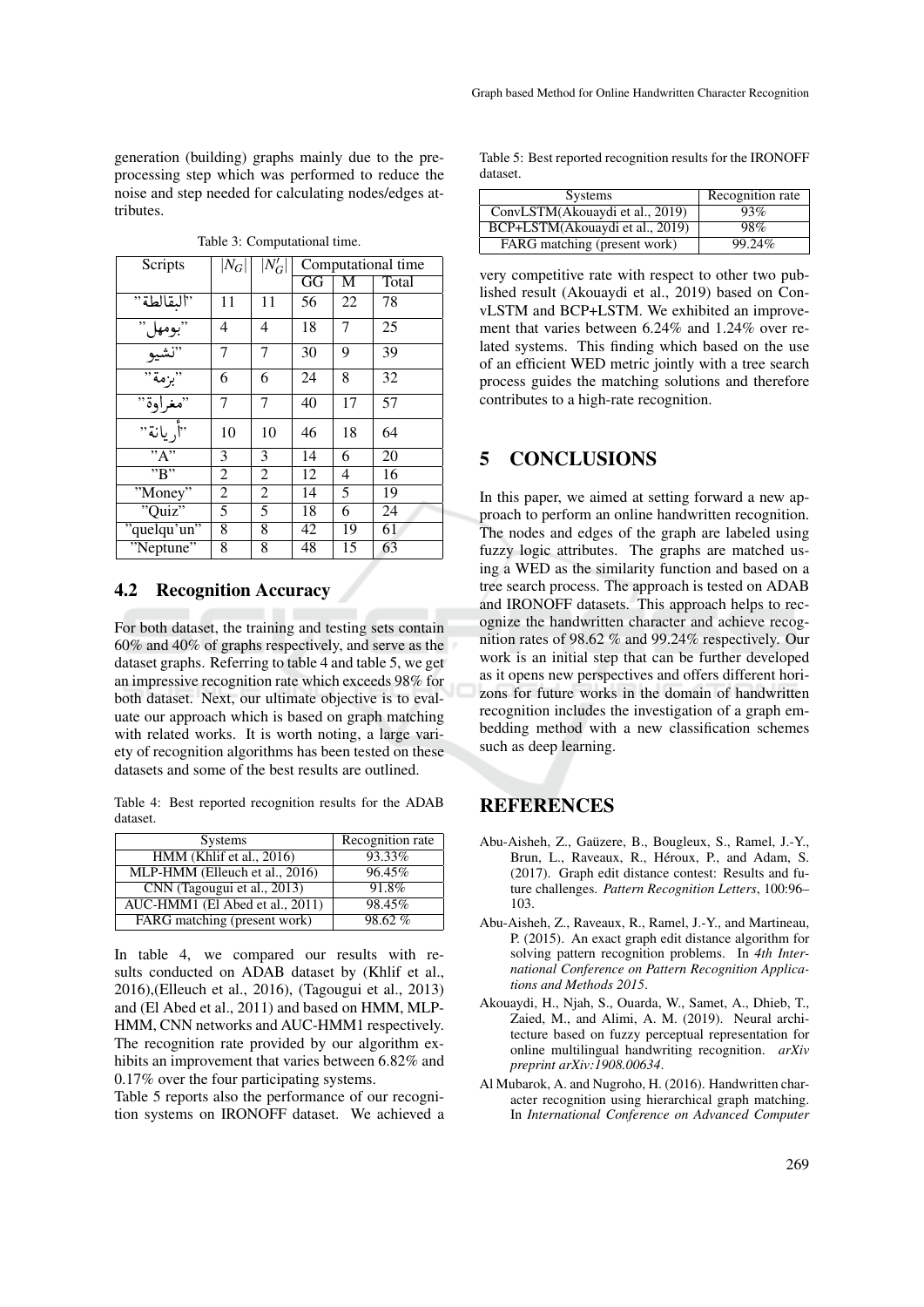generation (building) graphs mainly due to the preprocessing step which was performed to reduce the noise and step needed for calculating nodes/edges attributes.

Table 3: Computational time.

| Scripts | $\|N_G\|$ | $\|N'_G\|$ | Computational time | | |
|---|---|---|---|---|---|
| | | | GG | M | Total |
| "البقالطة" | 11 | 11 | 56 | 22 | 78 |
| "بومهل" | 4 | 4 | 18 | 7 | 25 |
| "تشيو" | 7 | 7 | 30 | 9 | 39 |
| "بزمة" | 6 | 6 | 24 | 8 | 32 |
| "مغراوة" | 7 | 7 | 40 | 17 | 57 |
| "أريانة" | 10 | 10 | 46 | 18 | 64 |
| "A" | 3 | 3 | 14 | 6 | 20 |
| "B" | 2 | 2 | 12 | 4 | 16 |
| "Money" | 2 | 2 | 14 | 5 | 19 |
| "Quiz" | 5 | 5 | 18 | 6 | 24 |
| "quelqu'un" | 8 | 8 | 42 | 19 | 61 |
| "Neptune" | 8 | 8 | 48 | 15 | 63 |

### 4.2 Recognition Accuracy

For both dataset, the training and testing sets contain 60% and 40% of graphs respectively, and serve as the dataset graphs. Referring to table 4 and table 5, we get an impressive recognition rate which exceeds 98% for both dataset. Next, our ultimate objective is to evaluate our approach which is based on graph matching with related works. It is worth noting, a large variety of recognition algorithms has been tested on these datasets and some of the best results are outlined.

Table 4: Best reported recognition results for the ADAB dataset.

| Systems | Recognition rate |
|---|---|
| HMM (Khlif et al., 2016) | 93.33% |
| MLP-HMM (Elleuch et al., 2016) | 96.45% |
| CNN (Tagougui et al., 2013) | 91.8% |
| AUC-HMM1 (El Abed et al., 2011) | 98.45% |
| FARG matching (present work) | 98.62 % |

In table 4, we compared our results with results conducted on ADAB dataset by (Khlif et al., 2016),(Elleuch et al., 2016), (Tagougui et al., 2013) and (El Abed et al., 2011) and based on HMM, MLP-HMM, CNN networks and AUC-HMM1 respectively. The recognition rate provided by our algorithm exhibits an improvement that varies between 6.82% and 0.17% over the four participating systems.

Table 5 reports also the performance of our recognition systems on IRONOFF dataset. We achieved a very competitive rate with respect to other two published result (Akouaydi et al., 2019) based on ConvLSTM and BCP+LSTM. We exhibited an improvement that varies between 6.24% and 1.24% over related systems. This finding which based on the use of an efficient WED metric jointly with a tree search process guides the matching solutions and therefore contributes to a high-rate recognition.

Table 5: Best reported recognition results for the IRONOFF dataset.

| Systems | Recognition rate |
|---|---|
| ConvLSTM(Akouaydi et al., 2019) | 93% |
| BCP+LSTM(Akouaydi et al., 2019) | 98% |
| FARG matching (present work) | 99.24% |

## 5 CONCLUSIONS

In this paper, we aimed at setting forward a new approach to perform an online handwritten recognition. The nodes and edges of the graph are labeled using fuzzy logic attributes. The graphs are matched using a WED as the similarity function and based on a tree search process. The approach is tested on ADAB and IRONOFF datasets. This approach helps to recognize the handwritten character and achieve recognition rates of 98.62 % and 99.24% respectively. Our work is an initial step that can be further developed as it opens new perspectives and offers different horizons for future works in the domain of handwritten recognition includes the investigation of a graph embedding method with a new classification schemes such as deep learning.

## REFERENCES

Abu-Aisheh, Z., Gaüzere, B., Bougleux, S., Ramel, J.-Y., Brun, L., Raveaux, R., Héroux, P., and Adam, S. (2017). Graph edit distance contest: Results and future challenges. *Pattern Recognition Letters*, 100:96–103.

Abu-Aisheh, Z., Raveaux, R., Ramel, J.-Y., and Martineau, P. (2015). An exact graph edit distance algorithm for solving pattern recognition problems. In *4th International Conference on Pattern Recognition Applications and Methods 2015*.

Akouaydi, H., Njah, S., Ouarda, W., Samet, A., Dhieb, T., Zaied, M., and Alimi, A. M. (2019). Neural architecture based on fuzzy perceptual representation for online multilingual handwriting recognition. *arXiv preprint arXiv:1908.00634*.

Al Mubarok, A. and Nugroho, H. (2016). Handwritten character recognition using hierarchical graph matching. In *International Conference on Advanced Computer*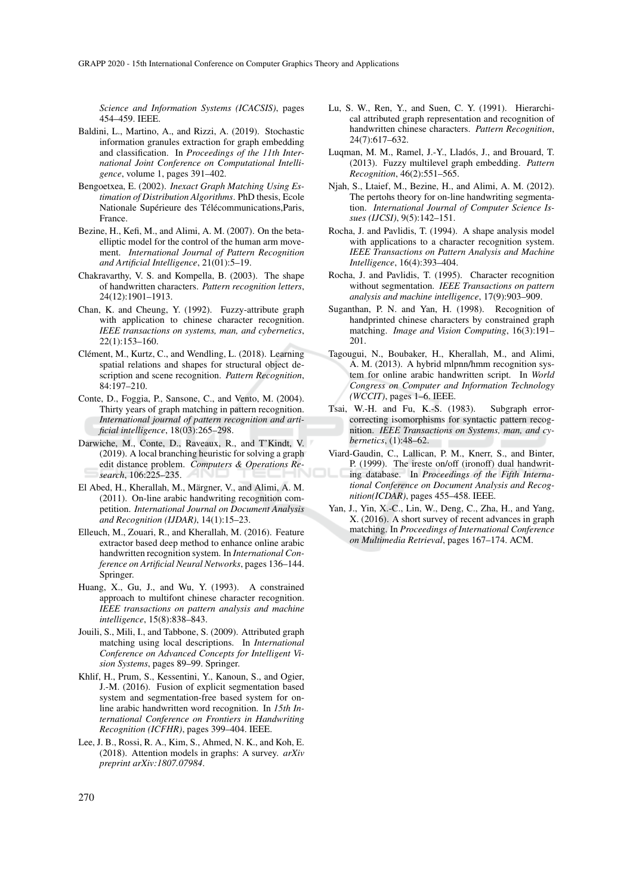*Science and Information Systems (ICACSIS)*, pages 454–459. IEEE.

Baldini, L., Martino, A., and Rizzi, A. (2019). Stochastic information granules extraction for graph embedding and classification. In *Proceedings of the 11th International Joint Conference on Computational Intelligence*, volume 1, pages 391–402.

Bengoetxea, E. (2002). *Inexact Graph Matching Using Estimation of Distribution Algorithms*. PhD thesis, Ecole Nationale Supérieure des Télécommunications,Paris, France.

Bezine, H., Kefi, M., and Alimi, A. M. (2007). On the beta-elliptic model for the control of the human arm movement. *International Journal of Pattern Recognition and Artificial Intelligence*, 21(01):5–19.

Chakravarthy, V. S. and Kompella, B. (2003). The shape of handwritten characters. *Pattern recognition letters*, 24(12):1901–1913.

Chan, K. and Cheung, Y. (1992). Fuzzy-attribute graph with application to chinese character recognition. *IEEE transactions on systems, man, and cybernetics*, 22(1):153–160.

Clément, M., Kurtz, C., and Wendling, L. (2018). Learning spatial relations and shapes for structural object description and scene recognition. *Pattern Recognition*, 84:197–210.

Conte, D., Foggia, P., Sansone, C., and Vento, M. (2004). Thirty years of graph matching in pattern recognition. *International journal of pattern recognition and artificial intelligence*, 18(03):265–298.

Darwiche, M., Conte, D., Raveaux, R., and T'Kindt, V. (2019). A local branching heuristic for solving a graph edit distance problem. *Computers & Operations Research*, 106:225–235.

El Abed, H., Kherallah, M., Märgner, V., and Alimi, A. M. (2011). On-line arabic handwriting recognition competition. *International Journal on Document Analysis and Recognition (IJDAR)*, 14(1):15–23.

Elleuch, M., Zouari, R., and Kherallah, M. (2016). Feature extractor based deep method to enhance online arabic handwritten recognition system. In *International Conference on Artificial Neural Networks*, pages 136–144. Springer.

Huang, X., Gu, J., and Wu, Y. (1993). A constrained approach to multifont chinese character recognition. *IEEE transactions on pattern analysis and machine intelligence*, 15(8):838–843.

Jouili, S., Mili, I., and Tabbone, S. (2009). Attributed graph matching using local descriptions. In *International Conference on Advanced Concepts for Intelligent Vision Systems*, pages 89–99. Springer.

Khlif, H., Prum, S., Kessentini, Y., Kanoun, S., and Ogier, J.-M. (2016). Fusion of explicit segmentation based system and segmentation-free based system for online arabic handwritten word recognition. In *15th International Conference on Frontiers in Handwriting Recognition (ICFHR)*, pages 399–404. IEEE.

Lee, J. B., Rossi, R. A., Kim, S., Ahmed, N. K., and Koh, E. (2018). Attention models in graphs: A survey. *arXiv preprint arXiv:1807.07984*.

Lu, S. W., Ren, Y., and Suen, C. Y. (1991). Hierarchical attributed graph representation and recognition of handwritten chinese characters. *Pattern Recognition*, 24(7):617–632.

Luqman, M. M., Ramel, J.-Y., Lladós, J., and Brouard, T. (2013). Fuzzy multilevel graph embedding. *Pattern Recognition*, 46(2):551–565.

Njah, S., Ltaief, M., Bezine, H., and Alimi, A. M. (2012). The pertohs theory for on-line handwriting segmentation. *International Journal of Computer Science Issues (IJCSI)*, 9(5):142–151.

Rocha, J. and Pavlidis, T. (1994). A shape analysis model with applications to a character recognition system. *IEEE Transactions on Pattern Analysis and Machine Intelligence*, 16(4):393–404.

Rocha, J. and Pavlidis, T. (1995). Character recognition without segmentation. *IEEE Transactions on pattern analysis and machine intelligence*, 17(9):903–909.

Suganthan, P. N. and Yan, H. (1998). Recognition of handprinted chinese characters by constrained graph matching. *Image and Vision Computing*, 16(3):191–201.

Tagougui, N., Boubaker, H., Kherallah, M., and Alimi, A. M. (2013). A hybrid mlpnn/hmm recognition system for online arabic handwritten script. In *World Congress on Computer and Information Technology (WCCIT)*, pages 1–6. IEEE.

Tsai, W.-H. and Fu, K.-S. (1983). Subgraph error-correcting isomorphisms for syntactic pattern recognition. *IEEE Transactions on Systems, man, and cybernetics*, (1):48–62.

Viard-Gaudin, C., Lallican, P. M., Knerr, S., and Binter, P. (1999). The ireste on/off (ironoff) dual handwriting database. In *Proceedings of the Fifth International Conference on Document Analysis and Recognition(ICDAR)*, pages 455–458. IEEE.

Yan, J., Yin, X.-C., Lin, W., Deng, C., Zha, H., and Yang, X. (2016). A short survey of recent advances in graph matching. In *Proceedings of International Conference on Multimedia Retrieval*, pages 167–174. ACM.